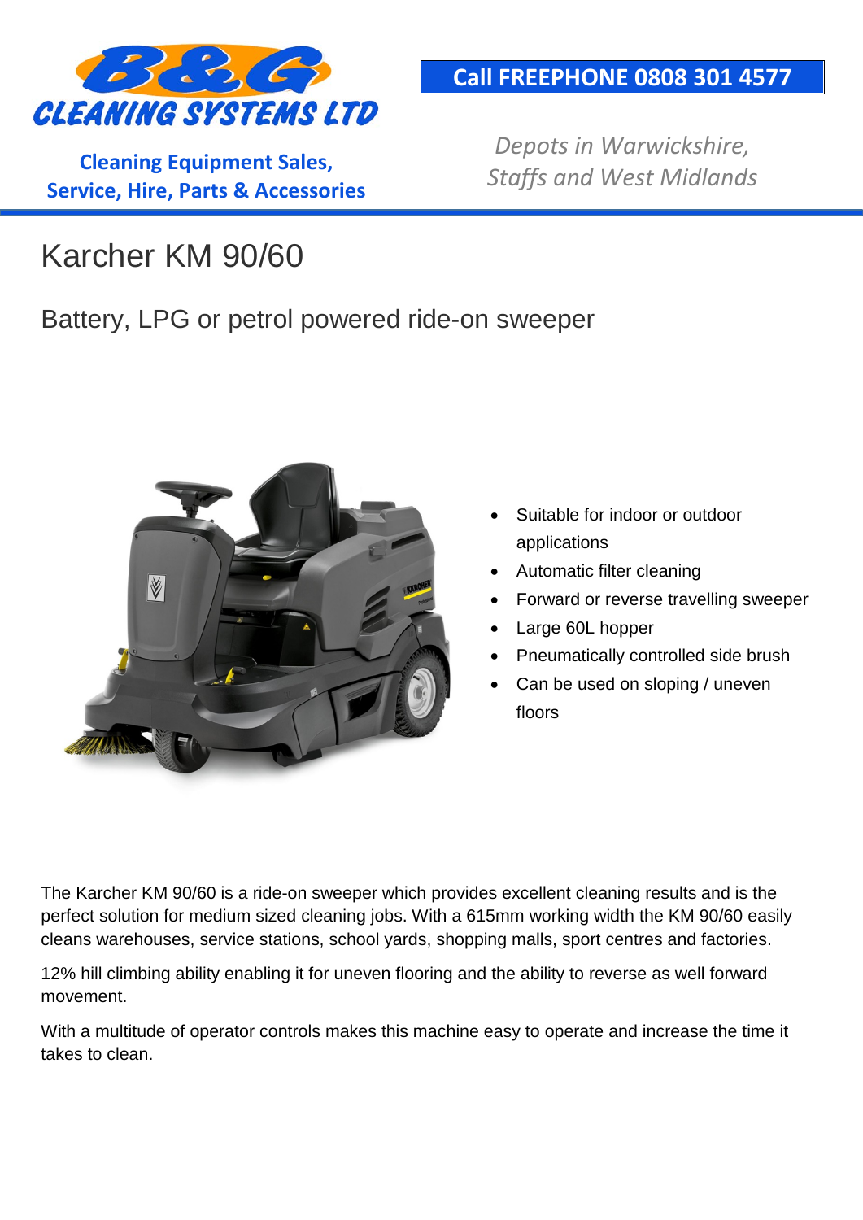B&G CLEANING SYSTEMS LTD

**Call FREEPHONE 0808 301 4577**

**Cleaning Equipment Sales, Service, Hire, Parts & Accessories**

*Depots in Warwickshire, Staffs and West Midlands*

# Karcher KM 90/60

## Battery, LPG or petrol powered ride-on sweeper

- Suitable for indoor or outdoor applications
- Automatic filter cleaning
- Forward or reverse travelling sweeper
- Large 60L hopper
- Pneumatically controlled side brush
- Can be used on sloping / uneven floors

The Karcher KM 90/60 is a ride-on sweeper which provides excellent cleaning results and is the perfect solution for medium sized cleaning jobs. With a 615mm working width the KM 90/60 easily cleans warehouses, service stations, school yards, shopping malls, sport centres and factories.

12% hill climbing ability enabling it for uneven flooring and the ability to reverse as well forward movement.

With a multitude of operator controls makes this machine easy to operate and increase the time it takes to clean.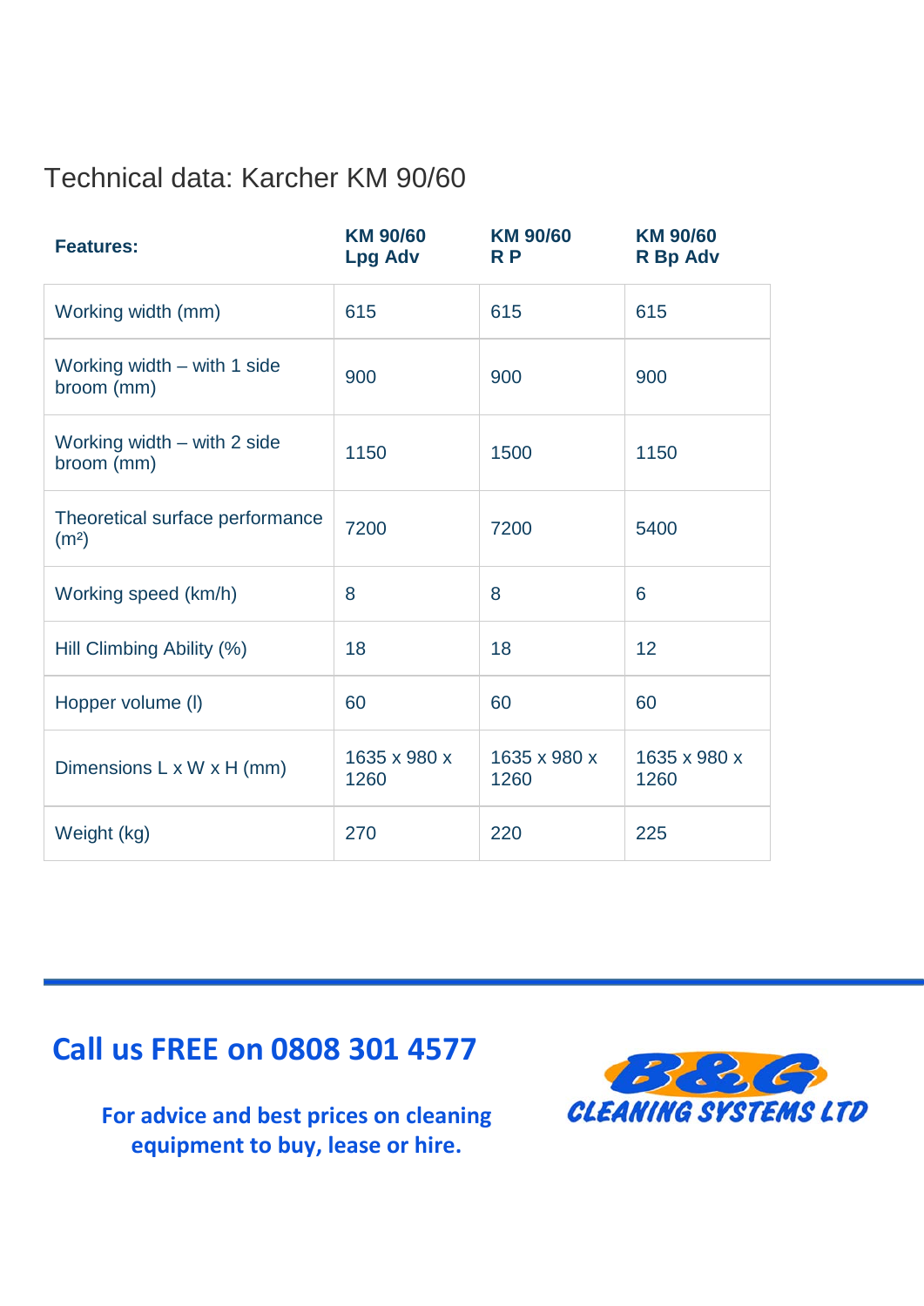# Technical data: Karcher KM 90/60

| Features: | KM 90/60 Lpg Adv | KM 90/60 R P | KM 90/60 R Bp Adv |
|---|---|---|---|
| Working width (mm) | 615 | 615 | 615 |
| Working width – with 1 side broom (mm) | 900 | 900 | 900 |
| Working width – with 2 side broom (mm) | 1150 | 1500 | 1150 |
| Theoretical surface performance ($m^2$) | 7200 | 7200 | 5400 |
| Working speed (km/h) | 8 | 8 | 6 |
| Hill Climbing Ability (%) | 18 | 18 | 12 |
| Hopper volume (l) | 60 | 60 | 60 |
| Dimensions L x W x H (mm) | 1635 x 980 x 1260 | 1635 x 980 x 1260 | 1635 x 980 x 1260 |
| Weight (kg) | 270 | 220 | 225 |

## Call us FREE on 0808 301 4577

**For advice and best prices on cleaning equipment to buy, lease or hire.**

B&G CLEANING SYSTEMS LTD